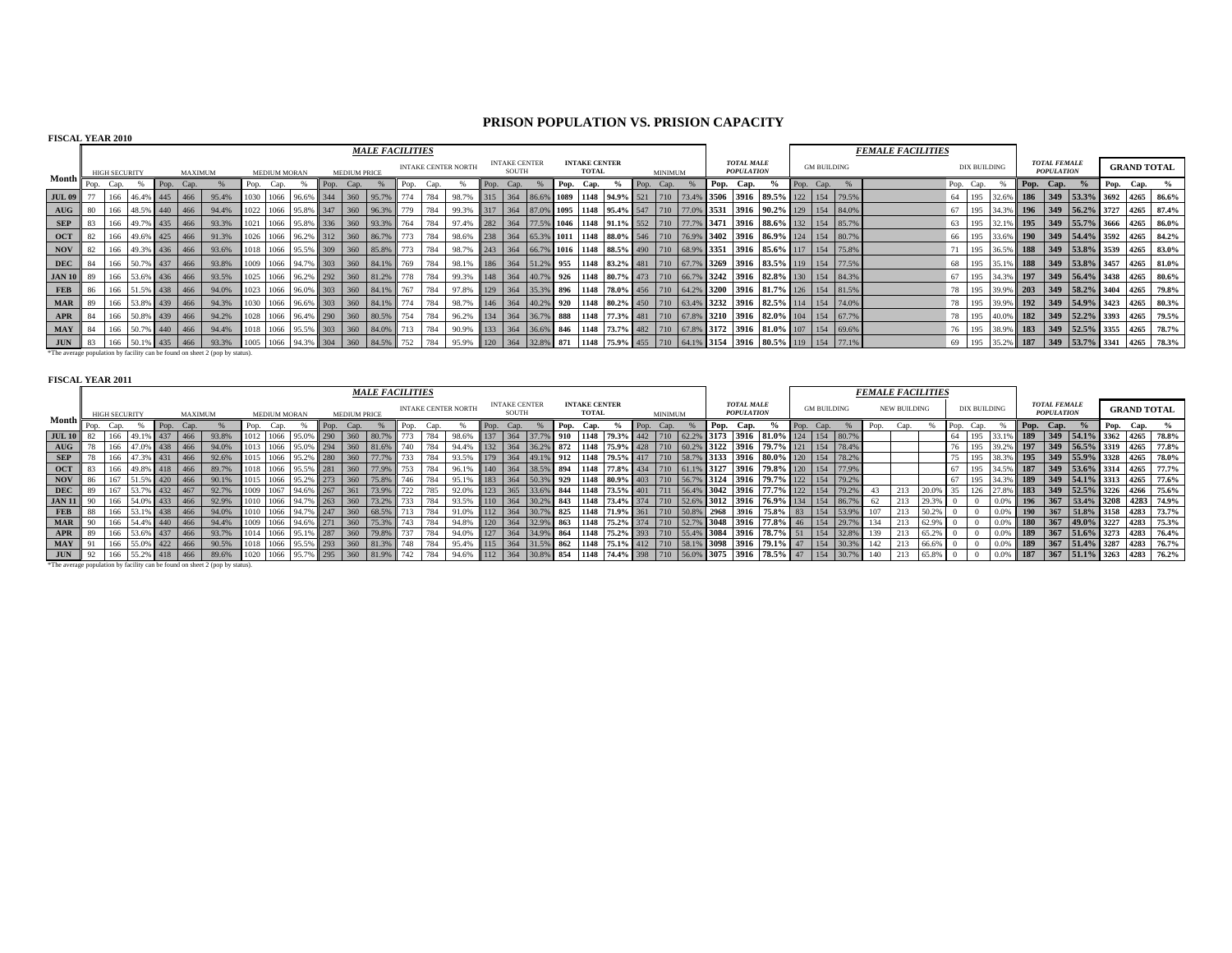# PRISON POPULATION VS. PRISION CAPACITY

## FISCAL YEAR 2010

| Month | MALE FACILITIES | | | | | | | | | | | | | | | | | | | | | | | | | | | FEMALE FACILITIES | | | | | | | | | | | |
|---|---|---|---|---|---|---|---|---|---|---|---|---|---|---|---|---|---|---|---|---|---|---|---|---|---|---|---|---|---|---|---|---|---|---|---|---|---|---|---|
| | HIGH SECURITY | | | MAXIMUM | | | MEDIUM MORAN | | | MEDIUM PRICE | | | INTAKE CENTER NORTH | | | INTAKE CENTER SOUTH | | | INTAKE CENTER TOTAL | | | MINIMUM | | | TOTAL MALE POPULATION | | | GM BUILDING | | | DIX BUILDING | | | TOTAL FEMALE POPULATION | | | GRAND TOTAL | | |
| | Pop. | Cap. | % | Pop. | Cap. | % | Pop. | Cap. | % | Pop. | Cap. | % | Pop. | Cap. | % | Pop. | Cap. | % | Pop. | Cap. | % | Pop. | Cap. | % | Pop. | Cap. | % | Pop. | Cap. | % | Pop. | Cap. | % | Pop. | Cap. | % | Pop. | Cap. | % |
| JUL 09 | 77 | 166 | 46.4% | 445 | 466 | 95.4% | 1030 | 1066 | 96.6% | 344 | 360 | 95.7% | 774 | 784 | 98.7% | 315 | 364 | 86.6% | 1089 | 1148 | 94.9% | 521 | 710 | 73.4% | 3506 | 3916 | 89.5% | 122 | 154 | 79.5% | 64 | 195 | 32.6% | 186 | 349 | 53.3% | 3692 | 4265 | 86.6% |
| AUG | 80 | 166 | 48.5% | 440 | 466 | 94.4% | 1022 | 1066 | 95.8% | 347 | 360 | 96.3% | 779 | 784 | 99.3% | 317 | 364 | 87.0% | 1095 | 1148 | 95.4% | 547 | 710 | 77.0% | 3531 | 3916 | 90.2% | 129 | 154 | 84.0% | 67 | 195 | 34.3% | 196 | 349 | 56.2% | 3727 | 4265 | 87.4% |
| SEP | 83 | 166 | 49.7% | 435 | 466 | 93.3% | 1021 | 1066 | 95.8% | 336 | 360 | 93.3% | 764 | 784 | 97.4% | 282 | 364 | 77.5% | 1046 | 1148 | 91.1% | 552 | 710 | 77.7% | 3471 | 3916 | 88.6% | 132 | 154 | 85.7% | 63 | 195 | 32.1% | 195 | 349 | 55.7% | 3666 | 4265 | 86.0% |
| OCT | 82 | 166 | 49.6% | 425 | 466 | 91.3% | 1026 | 1066 | 96.2% | 312 | 360 | 86.7% | 773 | 784 | 98.6% | 238 | 364 | 65.3% | 1011 | 1148 | 88.0% | 546 | 710 | 76.9% | 3402 | 3916 | 86.9% | 124 | 154 | 80.7% | 66 | 195 | 33.6% | 190 | 349 | 54.4% | 3592 | 4265 | 84.2% |
| NOV | 82 | 166 | 49.3% | 436 | 466 | 93.6% | 1018 | 1066 | 95.5% | 309 | 360 | 85.8% | 773 | 784 | 98.7% | 243 | 364 | 66.7% | 1016 | 1148 | 88.5% | 490 | 710 | 68.9% | 3351 | 3916 | 85.6% | 117 | 154 | 75.8% | 71 | 195 | 36.5% | 188 | 349 | 53.8% | 3539 | 4265 | 83.0% |
| DEC | 84 | 166 | 50.7% | 437 | 466 | 93.8% | 1009 | 1066 | 94.7% | 303 | 360 | 84.1% | 769 | 784 | 98.1% | 186 | 364 | 51.2% | 955 | 1148 | 83.2% | 481 | 710 | 67.7% | 3269 | 3916 | 83.5% | 119 | 154 | 77.5% | 68 | 195 | 35.1% | 188 | 349 | 53.8% | 3457 | 4265 | 81.0% |
| JAN 10 | 89 | 166 | 53.6% | 436 | 466 | 93.5% | 1025 | 1066 | 96.2% | 292 | 360 | 81.2% | 778 | 784 | 99.3% | 148 | 364 | 40.7% | 926 | 1148 | 80.7% | 473 | 710 | 66.7% | 3242 | 3916 | 82.8% | 130 | 154 | 84.3% | 67 | 195 | 34.3% | 197 | 349 | 56.4% | 3438 | 4265 | 80.6% |
| FEB | 86 | 166 | 51.5% | 438 | 466 | 94.0% | 1023 | 1066 | 96.0% | 303 | 360 | 84.1% | 767 | 784 | 97.8% | 129 | 364 | 35.3% | 896 | 1148 | 78.0% | 456 | 710 | 64.2% | 3200 | 3916 | 81.7% | 126 | 154 | 81.5% | 78 | 195 | 39.9% | 203 | 349 | 58.2% | 3404 | 4265 | 79.8% |
| MAR | 89 | 166 | 53.8% | 439 | 466 | 94.3% | 1030 | 1066 | 96.6% | 303 | 360 | 84.1% | 774 | 784 | 98.7% | 146 | 364 | 40.2% | 920 | 1148 | 80.2% | 450 | 710 | 63.4% | 3232 | 3916 | 82.5% | 114 | 154 | 74.0% | 78 | 195 | 39.9% | 192 | 349 | 54.9% | 3423 | 4265 | 80.3% |
| APR | 84 | 166 | 50.8% | 439 | 466 | 94.2% | 1028 | 1066 | 96.4% | 290 | 360 | 80.5% | 754 | 784 | 96.2% | 134 | 364 | 36.7% | 888 | 1148 | 77.3% | 481 | 710 | 67.8% | 3210 | 3916 | 82.0% | 104 | 154 | 67.7% | 78 | 195 | 40.0% | 182 | 349 | 52.2% | 3393 | 4265 | 79.5% |
| MAY | 84 | 166 | 50.7% | 440 | 466 | 94.4% | 1018 | 1066 | 95.5% | 303 | 360 | 84.0% | 713 | 784 | 90.9% | 133 | 364 | 36.6% | 846 | 1148 | 73.7% | 482 | 710 | 67.8% | 3172 | 3916 | 81.0% | 107 | 154 | 69.6% | 76 | 195 | 38.9% | 183 | 349 | 52.5% | 3355 | 4265 | 78.7% |
| JUN | 83 | 166 | 50.1% | 435 | 466 | 93.3% | 1005 | 1066 | 94.3% | 304 | 360 | 84.5% | 752 | 784 | 95.9% | 120 | 364 | 32.8% | 871 | 1148 | 75.9% | 455 | 710 | 64.1% | 3154 | 3916 | 80.5% | 119 | 154 | 77.1% | 69 | 195 | 35.2% | 187 | 349 | 53.7% | 3341 | 4265 | 78.3% |

*The average population by facility can be found on sheet 2 (pop by status).

## FISCAL YEAR 2011

| Month | MALE FACILITIES | | | | | | | | | | | | | | | | | | | | | | | | | | | FEMALE FACILITIES | | | | | | | | | | | | | | |
|---|---|---|---|---|---|---|---|---|---|---|---|---|---|---|---|---|---|---|---|---|---|---|---|---|---|---|---|---|---|---|---|---|---|---|---|---|---|---|---|---|---|---|
| | HIGH SECURITY | | | MAXIMUM | | | MEDIUM MORAN | | | MEDIUM PRICE | | | INTAKE CENTER NORTH | | | INTAKE CENTER SOUTH | | | INTAKE CENTER TOTAL | | | MINIMUM | | | TOTAL MALE POPULATION | | | GM BUILDING | | | NEW BUILDING | | | DIX BUILDING | | | TOTAL FEMALE POPULATION | | | GRAND TOTAL | | |
| | Pop. | Cap. | % | Pop. | Cap. | % | Pop. | Cap. | % | Pop. | Cap. | % | Pop. | Cap. | % | Pop. | Cap. | % | Pop. | Cap. | % | Pop. | Cap. | % | Pop. | Cap. | % | Pop. | Cap. | % | Pop. | Cap. | % | Pop. | Cap. | % | Pop. | Cap. | % | Pop. | Cap. | % |
| JUL 10 | 82 | 166 | 49.1% | 437 | 466 | 93.8% | 1012 | 1066 | 95.0% | 290 | 360 | 80.7% | 773 | 784 | 98.6% | 137 | 364 | 37.7% | 910 | 1148 | 79.3% | 442 | 710 | 62.2% | 3173 | 3916 | 81.0% | 124 | 154 | 80.7% | | | | 64 | 195 | 33.1% | 189 | 349 | 54.1% | 3362 | 4265 | 78.8% |
| AUG | 78 | 166 | 47.0% | 438 | 466 | 94.0% | 1013 | 1066 | 95.0% | 294 | 360 | 81.6% | 740 | 784 | 94.4% | 132 | 364 | 36.2% | 872 | 1148 | 75.9% | 428 | 710 | 60.2% | 3122 | 3916 | 79.7% | 121 | 154 | 78.4% | | | | 76 | 195 | 39.2% | 197 | 349 | 56.5% | 3319 | 4265 | 77.8% |
| SEP | 78 | 166 | 47.3% | 431 | 466 | 92.6% | 1015 | 1066 | 95.2% | 280 | 360 | 77.7% | 733 | 784 | 93.5% | 179 | 364 | 49.1% | 912 | 1148 | 79.5% | 417 | 710 | 58.7% | 3133 | 3916 | 80.0% | 120 | 154 | 78.2% | | | | 75 | 195 | 38.3% | 195 | 349 | 55.9% | 3328 | 4265 | 78.0% |
| OCT | 83 | 166 | 49.8% | 418 | 466 | 89.7% | 1018 | 1066 | 95.5% | 281 | 360 | 77.9% | 753 | 784 | 96.1% | 140 | 364 | 38.5% | 894 | 1148 | 77.8% | 434 | 710 | 61.1% | 3127 | 3916 | 79.8% | 120 | 154 | 77.9% | | | | 67 | 195 | 34.5% | 187 | 349 | 53.6% | 3314 | 4265 | 77.7% |
| NOV | 86 | 167 | 51.5% | 420 | 466 | 90.1% | 1015 | 1066 | 95.2% | 273 | 360 | 75.8% | 746 | 784 | 95.1% | 183 | 364 | 50.3% | 929 | 1148 | 80.9% | 403 | 710 | 56.7% | 3124 | 3916 | 79.7% | 122 | 154 | 79.2% | | | | 67 | 195 | 34.3% | 189 | 349 | 54.1% | 3313 | 4265 | 77.6% |
| DEC | 89 | 167 | 53.7% | 432 | 467 | 92.7% | 1009 | 1067 | 94.6% | 267 | 361 | 73.9% | 722 | 785 | 92.0% | 123 | 365 | 33.6% | 844 | 1148 | 73.5% | 401 | 711 | 56.4% | 3042 | 3916 | 77.7% | 122 | 154 | 79.2% | 43 | 213 | 20.0% | 35 | 126 | 27.8% | 183 | 349 | 52.5% | 3226 | 4266 | 75.6% |
| JAN 11 | 90 | 166 | 54.0% | 433 | 466 | 92.9% | 1010 | 1066 | 94.7% | 263 | 360 | 73.2% | 733 | 784 | 93.5% | 110 | 364 | 30.2% | 843 | 1148 | 73.4% | 374 | 710 | 52.6% | 3012 | 3916 | 76.9% | 134 | 154 | 86.7% | 62 | 213 | 29.3% | 0 | 0 | 0.0% | 196 | 367 | 53.4% | 3208 | 4283 | 74.9% |
| FEB | 88 | 166 | 53.1% | 438 | 466 | 94.0% | 1010 | 1066 | 94.7% | 247 | 360 | 68.5% | 713 | 784 | 91.0% | 112 | 364 | 30.7% | 825 | 1148 | 71.9% | 361 | 710 | 50.8% | 2968 | 3916 | 75.8% | 83 | 154 | 53.9% | 107 | 213 | 50.2% | 0 | 0 | 0.0% | 190 | 367 | 51.8% | 3158 | 4283 | 73.7% |
| MAR | 90 | 166 | 54.4% | 440 | 466 | 94.4% | 1009 | 1066 | 94.6% | 271 | 360 | 75.3% | 743 | 784 | 94.8% | 120 | 364 | 32.9% | 863 | 1148 | 75.2% | 374 | 710 | 52.7% | 3048 | 3916 | 77.8% | 46 | 154 | 29.7% | 134 | 213 | 62.9% | 0 | 0 | 0.0% | 180 | 367 | 49.0% | 3227 | 4283 | 75.3% |
| APR | 89 | 166 | 53.6% | 437 | 466 | 93.7% | 1014 | 1066 | 95.1% | 287 | 360 | 79.8% | 737 | 784 | 94.0% | 127 | 364 | 34.9% | 864 | 1148 | 75.2% | 393 | 710 | 55.4% | 3084 | 3916 | 78.7% | 51 | 154 | 32.8% | 139 | 213 | 65.2% | 0 | 0 | 0.0% | 189 | 367 | 51.6% | 3273 | 4283 | 76.4% |
| MAY | 91 | 166 | 55.0% | 422 | 466 | 90.5% | 1018 | 1066 | 95.5% | 293 | 360 | 81.3% | 748 | 784 | 95.4% | 115 | 364 | 31.5% | 862 | 1148 | 75.1% | 412 | 710 | 58.1% | 3098 | 3916 | 79.1% | 47 | 154 | 30.3% | 142 | 213 | 66.6% | 0 | 0 | 0.0% | 189 | 367 | 51.4% | 3287 | 4283 | 76.7% |
| JUN | 92 | 166 | 55.2% | 418 | 466 | 89.6% | 1020 | 1066 | 95.7% | 295 | 360 | 81.9% | 742 | 784 | 94.6% | 112 | 364 | 30.8% | 854 | 1148 | 74.4% | 398 | 710 | 56.0% | 3075 | 3916 | 78.5% | 47 | 154 | 30.7% | 140 | 213 | 65.8% | 0 | 0 | 0.0% | 187 | 367 | 51.1% | 3263 | 4283 | 76.2% |

*The average population by facility can be found on sheet 2 (pop by status).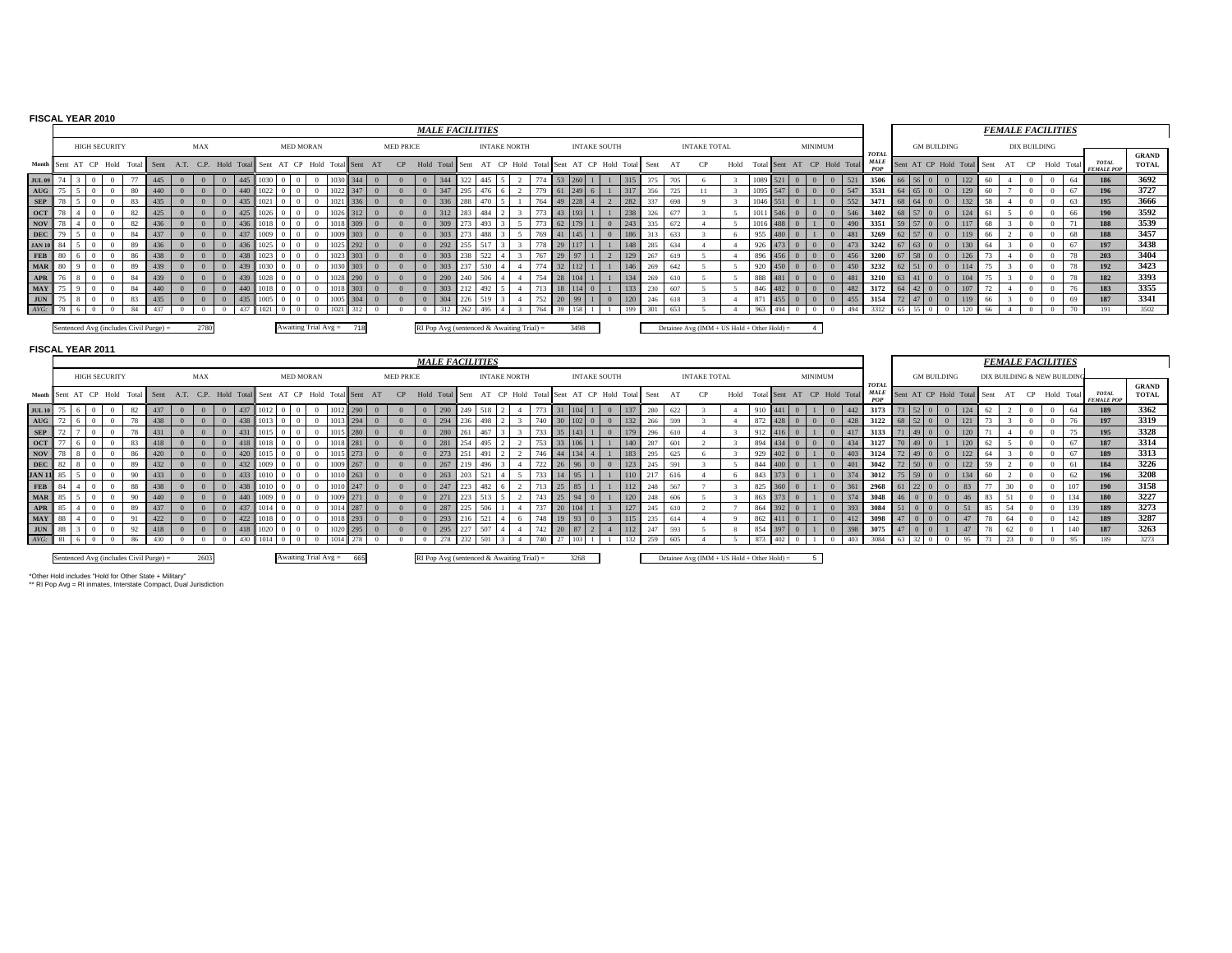**FISCAL YEAR 2010**

| | *MALE FACILITIES* | | | | | | | | | | | | | | | | | | | | | | | | | | | | | | | | | | | | | | | | *FEMALE FACILITIES* | | | | | | | | | | | |
|---|---|---|---|---|---|---|---|---|---|---|---|---|---|---|---|---|---|---|---|---|---|---|---|---|---|---|---|---|---|---|---|---|---|---|---|---|---|---|---|---|---|---|---|---|---|---|---|---|---|---|---|---|---|
| | HIGH SECURITY | | | | | MAX | | | | | MED MORAN | | | | | MED PRICE | | | | | INTAKE NORTH | | | | | INTAKE SOUTH | | | | | INTAKE TOTAL | | | | | MINIMUM | | | | | | GM BUILDING | | | | | DIX BUILDING | | | | | | |
| Month | Sent | AT | CP | Hold | Total | Sent | A.T. | C.P. | Hold | Total | Sent | AT | CP | Hold | Total | Sent | AT | CP | Hold | Total | Sent | AT | CP | Hold | Total | Sent | AT | CP | Hold | Total | Sent | AT | CP | Hold | Total | Sent | AT | CP | Hold | Total | TOTAL MALE POP | Sent | AT | CP | Hold | Total | Sent | AT | CP | Hold | Total | TOTAL FEMALE POP | GRAND TOTAL |
| JUL 09 | 74 | 3 | 0 | 0 | 77 | 445 | 0 | 0 | 0 | 445 | 1030 | 0 | 0 | 0 | 1030 | 344 | 0 | 0 | 0 | 344 | 322 | 445 | 5 | 2 | 774 | 53 | 260 | 1 | 1 | 315 | 375 | 705 | 6 | 3 | 1089 | 521 | 0 | 0 | 0 | 521 | 3506 | 66 | 56 | 0 | 0 | 122 | 60 | 4 | 0 | 0 | 64 | 186 | 3692 |
| AUG | 75 | 5 | 0 | 0 | 80 | 440 | 0 | 0 | 0 | 440 | 1022 | 0 | 0 | 0 | 1022 | 347 | 0 | 0 | 0 | 347 | 295 | 476 | 6 | 2 | 779 | 61 | 249 | 6 | 1 | 317 | 356 | 725 | 11 | 3 | 1095 | 547 | 0 | 0 | 0 | 547 | 3531 | 64 | 65 | 0 | 0 | 129 | 60 | 7 | 0 | 0 | 67 | 196 | 3727 |
| SEP | 78 | 5 | 0 | 0 | 83 | 435 | 0 | 0 | 0 | 435 | 1021 | 0 | 0 | 0 | 1021 | 336 | 0 | 0 | 0 | 336 | 288 | 470 | 5 | 1 | 764 | 49 | 228 | 4 | 2 | 282 | 337 | 698 | 9 | 3 | 1046 | 551 | 0 | 1 | 0 | 552 | 3471 | 68 | 64 | 0 | 0 | 132 | 58 | 4 | 0 | 0 | 63 | 195 | 3666 |
| OCT | 78 | 4 | 0 | 0 | 82 | 425 | 0 | 0 | 0 | 425 | 1026 | 0 | 0 | 0 | 1026 | 312 | 0 | 0 | 0 | 312 | 283 | 484 | 2 | 3 | 773 | 43 | 193 | 1 | 1 | 238 | 326 | 677 | 3 | 5 | 1011 | 546 | 0 | 0 | 0 | 546 | 3402 | 68 | 57 | 0 | 0 | 124 | 61 | 5 | 0 | 0 | 66 | 190 | 3592 |
| NOV | 78 | 4 | 0 | 0 | 82 | 436 | 0 | 0 | 0 | 436 | 1018 | 0 | 0 | 0 | 1018 | 309 | 0 | 0 | 0 | 309 | 273 | 493 | 3 | 5 | 773 | 62 | 179 | 1 | 0 | 243 | 335 | 672 | 4 | 5 | 1016 | 488 | 0 | 1 | 0 | 490 | 3351 | 59 | 57 | 0 | 0 | 117 | 68 | 3 | 0 | 0 | 71 | 188 | 3539 |
| DEC | 79 | 5 | 0 | 0 | 84 | 437 | 0 | 0 | 0 | 437 | 1009 | 0 | 0 | 0 | 1009 | 303 | 0 | 0 | 0 | 303 | 273 | 488 | 3 | 5 | 769 | 41 | 145 | 1 | 0 | 186 | 313 | 633 | 3 | 6 | 955 | 480 | 0 | 1 | 0 | 481 | 3269 | 62 | 57 | 0 | 0 | 119 | 66 | 2 | 0 | 0 | 68 | 188 | 3457 |
| JAN 10 | 84 | 5 | 0 | 0 | 89 | 436 | 0 | 0 | 0 | 436 | 1025 | 0 | 0 | 0 | 1025 | 292 | 0 | 0 | 0 | 292 | 255 | 517 | 3 | 3 | 778 | 29 | 117 | 1 | 1 | 148 | 285 | 634 | 4 | 4 | 926 | 473 | 0 | 0 | 0 | 473 | 3242 | 67 | 63 | 0 | 0 | 130 | 64 | 3 | 0 | 0 | 67 | 197 | 3438 |
| FEB | 80 | 6 | 0 | 0 | 86 | 438 | 0 | 0 | 0 | 438 | 1023 | 0 | 0 | 0 | 1023 | 303 | 0 | 0 | 0 | 303 | 238 | 522 | 4 | 3 | 767 | 29 | 97 | 1 | 2 | 129 | 267 | 619 | 5 | 4 | 896 | 456 | 0 | 0 | 0 | 456 | 3200 | 67 | 58 | 0 | 0 | 126 | 73 | 4 | 0 | 0 | 78 | 203 | 3404 |
| MAR | 80 | 9 | 0 | 0 | 89 | 439 | 0 | 0 | 0 | 439 | 1030 | 0 | 0 | 0 | 1030 | 303 | 0 | 0 | 0 | 303 | 237 | 530 | 4 | 4 | 774 | 32 | 112 | 1 | 1 | 146 | 269 | 642 | 5 | 5 | 920 | 450 | 0 | 0 | 0 | 450 | 3232 | 62 | 51 | 0 | 0 | 114 | 75 | 3 | 0 | 0 | 78 | 192 | 3423 |
| APR | 76 | 8 | 0 | 0 | 84 | 439 | 0 | 0 | 0 | 439 | 1028 | 0 | 0 | 0 | 1028 | 290 | 0 | 0 | 0 | 290 | 240 | 506 | 4 | 4 | 754 | 28 | 104 | 1 | 1 | 134 | 269 | 610 | 5 | 5 | 888 | 481 | 0 | 0 | 0 | 481 | 3210 | 63 | 41 | 0 | 0 | 104 | 75 | 3 | 0 | 0 | 78 | 182 | 3393 |
| MAY | 75 | 9 | 0 | 0 | 84 | 440 | 0 | 0 | 0 | 440 | 1018 | 0 | 0 | 0 | 1018 | 303 | 0 | 0 | 0 | 303 | 212 | 492 | 5 | 4 | 713 | 18 | 114 | 0 | 1 | 133 | 230 | 607 | 5 | 5 | 846 | 482 | 0 | 0 | 0 | 482 | 3172 | 64 | 42 | 0 | 0 | 107 | 72 | 4 | 0 | 0 | 76 | 183 | 3355 |
| JUN | 75 | 8 | 0 | 0 | 83 | 435 | 0 | 0 | 0 | 435 | 1005 | 0 | 0 | 0 | 1005 | 304 | 0 | 0 | 0 | 304 | 226 | 519 | 3 | 4 | 752 | 20 | 99 | 1 | 0 | 120 | 246 | 618 | 3 | 4 | 871 | 455 | 0 | 0 | 0 | 455 | 3154 | 72 | 47 | 0 | 0 | 119 | 66 | 3 | 0 | 0 | 69 | 187 | 3341 |
| AVG: | 78 | 6 | 0 | 0 | 84 | 437 | 0 | 0 | 0 | 437 | 1021 | 0 | 0 | 0 | 1021 | 312 | 0 | 0 | 0 | 312 | 262 | 495 | 4 | 3 | 764 | 39 | 158 | 1 | 1 | 199 | 301 | 653 | 5 | 4 | 963 | 494 | 0 | 0 | 0 | 494 | 3312 | 65 | 55 | 0 | 0 | 120 | 66 | 4 | 0 | 0 | 70 | 191 | 3502 |

Sentenced Avg (includes Civil Purge) = 2780 | Awaiting Trial Avg = 718 | RI Pop Avg (sentenced & Awaiting Trial) = 3498 | Detainee Avg (IMM + US Hold + Other Hold) = 4

**FISCAL YEAR 2011**

| | *MALE FACILITIES* | | | | | | | | | | | | | | | | | | | | | | | | | | | | | | | | | | | | | | | | *FEMALE FACILITIES* | | | | | | | | | | | |
|---|---|---|---|---|---|---|---|---|---|---|---|---|---|---|---|---|---|---|---|---|---|---|---|---|---|---|---|---|---|---|---|---|---|---|---|---|---|---|---|---|---|---|---|---|---|---|---|---|---|---|---|---|---|
| | HIGH SECURITY | | | | | MAX | | | | | MED MORAN | | | | | MED PRICE | | | | | INTAKE NORTH | | | | | INTAKE SOUTH | | | | | INTAKE TOTAL | | | | | MINIMUM | | | | | | GM BUILDING | | | | | DIX BUILDING & NEW BUILDING | | | | | | |
| Month | Sent | AT | CP | Hold | Total | Sent | A.T. | C.P. | Hold | Total | Sent | AT | CP | Hold | Total | Sent | AT | CP | Hold | Total | Sent | AT | CP | Hold | Total | Sent | AT | CP | Hold | Total | Sent | AT | CP | Hold | Total | Sent | AT | CP | Hold | Total | TOTAL MALE POP | Sent | AT | CP | Hold | Total | Sent | AT | CP | Hold | Total | TOTAL FEMALE POP | GRAND TOTAL |
| JUL 10 | 75 | 6 | 0 | 0 | 82 | 437 | 0 | 0 | 0 | 437 | 1012 | 0 | 0 | 0 | 1012 | 290 | 0 | 0 | 0 | 290 | 249 | 518 | 2 | 4 | 773 | 31 | 104 | 1 | 0 | 137 | 280 | 622 | 3 | 4 | 910 | 441 | 0 | 1 | 0 | 442 | 3173 | 73 | 52 | 0 | 0 | 124 | 62 | 2 | 0 | 0 | 64 | 189 | 3362 |
| AUG | 72 | 6 | 0 | 0 | 78 | 438 | 0 | 0 | 0 | 438 | 1013 | 0 | 0 | 0 | 1013 | 294 | 0 | 0 | 0 | 294 | 236 | 498 | 2 | 3 | 740 | 30 | 102 | 0 | 0 | 132 | 266 | 599 | 3 | 4 | 872 | 428 | 0 | 0 | 0 | 428 | 3122 | 68 | 52 | 0 | 0 | 121 | 73 | 3 | 0 | 0 | 76 | 197 | 3319 |
| SEP | 72 | 7 | 0 | 0 | 78 | 431 | 0 | 0 | 0 | 431 | 1015 | 0 | 0 | 0 | 1015 | 280 | 0 | 0 | 0 | 280 | 261 | 467 | 3 | 3 | 733 | 35 | 143 | 1 | 0 | 179 | 296 | 610 | 4 | 3 | 912 | 416 | 0 | 1 | 0 | 417 | 3133 | 71 | 49 | 0 | 0 | 120 | 71 | 4 | 0 | 0 | 75 | 195 | 3328 |
| OCT | 77 | 6 | 0 | 0 | 83 | 418 | 0 | 0 | 0 | 418 | 1018 | 0 | 0 | 0 | 1018 | 281 | 0 | 0 | 0 | 281 | 254 | 495 | 2 | 2 | 753 | 33 | 106 | 1 | 1 | 140 | 287 | 601 | 2 | 3 | 894 | 434 | 0 | 0 | 0 | 434 | 3127 | 70 | 49 | 0 | 1 | 120 | 62 | 5 | 0 | 0 | 67 | 187 | 3314 |
| NOV | 78 | 8 | 0 | 0 | 86 | 420 | 0 | 0 | 0 | 420 | 1015 | 0 | 0 | 0 | 1015 | 273 | 0 | 0 | 0 | 273 | 251 | 491 | 2 | 2 | 746 | 44 | 134 | 4 | 1 | 183 | 295 | 625 | 6 | 3 | 929 | 402 | 0 | 1 | 0 | 403 | 3124 | 72 | 49 | 0 | 0 | 122 | 64 | 3 | 0 | 0 | 67 | 189 | 3313 |
| DEC | 82 | 8 | 0 | 0 | 89 | 432 | 0 | 0 | 0 | 432 | 1009 | 0 | 0 | 0 | 1009 | 267 | 0 | 0 | 0 | 267 | 219 | 496 | 3 | 4 | 722 | 26 | 96 | 0 | 0 | 123 | 245 | 591 | 3 | 5 | 844 | 400 | 0 | 1 | 0 | 401 | 3042 | 72 | 50 | 0 | 0 | 122 | 59 | 2 | 0 | 0 | 61 | 184 | 3226 |
| JAN 11 | 85 | 5 | 0 | 0 | 90 | 433 | 0 | 0 | 0 | 433 | 1010 | 0 | 0 | 0 | 1010 | 263 | 0 | 0 | 0 | 263 | 203 | 521 | 4 | 5 | 733 | 14 | 95 | 1 | 1 | 110 | 217 | 616 | 4 | 6 | 843 | 373 | 0 | 1 | 0 | 374 | 3012 | 75 | 59 | 0 | 0 | 134 | 60 | 2 | 0 | 0 | 62 | 196 | 3208 |
| FEB | 84 | 4 | 0 | 0 | 88 | 438 | 0 | 0 | 0 | 438 | 1010 | 0 | 0 | 0 | 1010 | 247 | 0 | 0 | 0 | 247 | 223 | 482 | 6 | 2 | 713 | 25 | 85 | 1 | 1 | 112 | 248 | 567 | 7 | 3 | 825 | 360 | 0 | 1 | 0 | 361 | 2968 | 61 | 22 | 0 | 0 | 83 | 77 | 30 | 0 | 0 | 107 | 190 | 3158 |
| MAR | 85 | 5 | 0 | 0 | 90 | 440 | 0 | 0 | 0 | 440 | 1009 | 0 | 0 | 0 | 1009 | 271 | 0 | 0 | 0 | 271 | 223 | 513 | 5 | 2 | 743 | 25 | 94 | 0 | 1 | 120 | 248 | 606 | 5 | 3 | 863 | 373 | 0 | 1 | 0 | 374 | 3048 | 46 | 0 | 0 | 0 | 46 | 83 | 51 | 0 | 0 | 134 | 180 | 3227 |
| APR | 85 | 4 | 0 | 0 | 89 | 437 | 0 | 0 | 0 | 437 | 1014 | 0 | 0 | 0 | 1014 | 287 | 0 | 0 | 0 | 287 | 225 | 506 | 1 | 4 | 737 | 20 | 104 | 1 | 3 | 127 | 245 | 610 | 2 | 7 | 864 | 392 | 0 | 1 | 0 | 393 | 3084 | 51 | 0 | 0 | 0 | 51 | 85 | 54 | 0 | 0 | 139 | 189 | 3273 |
| MAY | 88 | 4 | 0 | 0 | 91 | 422 | 0 | 0 | 0 | 422 | 1018 | 0 | 0 | 0 | 1018 | 293 | 0 | 0 | 0 | 293 | 216 | 521 | 4 | 6 | 748 | 19 | 93 | 0 | 3 | 115 | 235 | 614 | 4 | 9 | 862 | 411 | 0 | 1 | 0 | 412 | 3098 | 47 | 0 | 0 | 0 | 47 | 78 | 64 | 0 | 0 | 142 | 189 | 3287 |
| JUN | 88 | 3 | 0 | 0 | 92 | 418 | 0 | 0 | 0 | 418 | 1020 | 0 | 0 | 0 | 1020 | 295 | 0 | 0 | 0 | 295 | 227 | 507 | 4 | 4 | 742 | 20 | 87 | 2 | 4 | 112 | 247 | 593 | 5 | 8 | 854 | 397 | 0 | 1 | 0 | 398 | 3075 | 47 | 0 | 0 | 1 | 47 | 78 | 62 | 0 | 1 | 140 | 187 | 3263 |
| AVG: | 81 | 6 | 0 | 0 | 86 | 430 | 0 | 0 | 0 | 430 | 1014 | 0 | 0 | 0 | 1014 | 278 | 0 | 0 | 0 | 278 | 232 | 501 | 3 | 4 | 740 | 27 | 103 | 1 | 1 | 132 | 259 | 605 | 4 | 5 | 873 | 402 | 0 | 1 | 0 | 403 | 3084 | 63 | 32 | 0 | 0 | 95 | 71 | 23 | 0 | 0 | 95 | 189 | 3273 |

Sentenced Avg (includes Civil Purge) = 2603 | Awaiting Trial Avg = 665 | RI Pop Avg (sentenced & Awaiting Trial) = 3268 | Detainee Avg (IMM + US Hold + Other Hold) = 5

*Other Hold includes "Hold for Other State + Military"
** RI Pop Avg = RI inmates, Interstate Compact, Dual Jurisdiction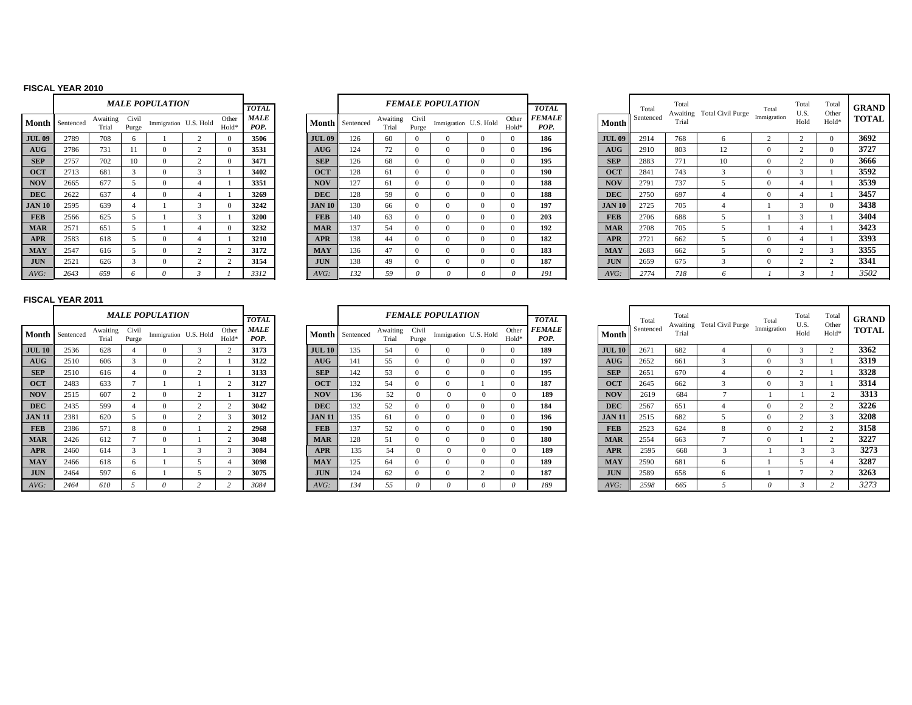**FISCAL YEAR 2010**

| Month | MALE POPULATION | | | | | | TOTAL MALE POP. |
|---|---|---|---|---|---|---|---|
| | Sentenced | Awaiting Trial | Civil Purge | Immigration | U.S. Hold | Other Hold* | |
| **JUL 09** | 2789 | 708 | 6 | 1 | 2 | 0 | **3506** |
| **AUG** | 2786 | 731 | 11 | 0 | 2 | 0 | **3531** |
| **SEP** | 2757 | 702 | 10 | 0 | 2 | 0 | **3471** |
| **OCT** | 2713 | 681 | 3 | 0 | 3 | 1 | **3402** |
| **NOV** | 2665 | 677 | 5 | 0 | 4 | 1 | **3351** |
| **DEC** | 2622 | 637 | 4 | 0 | 4 | 1 | **3269** |
| **JAN 10** | 2595 | 639 | 4 | 1 | 3 | 0 | **3242** |
| **FEB** | 2566 | 625 | 5 | 1 | 3 | 1 | **3200** |
| **MAR** | 2571 | 651 | 5 | 1 | 4 | 0 | **3232** |
| **APR** | 2583 | 618 | 5 | 0 | 4 | 1 | **3210** |
| **MAY** | 2547 | 616 | 5 | 0 | 2 | 2 | **3172** |
| **JUN** | 2521 | 626 | 3 | 0 | 2 | 2 | **3154** |
| *AVG:* | *2643* | *659* | *6* | *0* | *3* | *1* | *3312* |

| Month | FEMALE POPULATION | | | | | | TOTAL FEMALE POP. |
|---|---|---|---|---|---|---|---|
| | Sentenced | Awaiting Trial | Civil Purge | Immigration | U.S. Hold | Other Hold* | |
| **JUL 09** | 126 | 60 | 0 | 0 | 0 | 0 | **186** |
| **AUG** | 124 | 72 | 0 | 0 | 0 | 0 | **196** |
| **SEP** | 126 | 68 | 0 | 0 | 0 | 0 | **195** |
| **OCT** | 128 | 61 | 0 | 0 | 0 | 0 | **190** |
| **NOV** | 127 | 61 | 0 | 0 | 0 | 0 | **188** |
| **DEC** | 128 | 59 | 0 | 0 | 0 | 0 | **188** |
| **JAN 10** | 130 | 66 | 0 | 0 | 0 | 0 | **197** |
| **FEB** | 140 | 63 | 0 | 0 | 0 | 0 | **203** |
| **MAR** | 137 | 54 | 0 | 0 | 0 | 0 | **192** |
| **APR** | 138 | 44 | 0 | 0 | 0 | 0 | **182** |
| **MAY** | 136 | 47 | 0 | 0 | 0 | 0 | **183** |
| **JUN** | 138 | 49 | 0 | 0 | 0 | 0 | **187** |
| *AVG:* | *132* | *59* | *0* | *0* | *0* | *0* | *191* |

| Month | Total Sentenced | Total Awaiting Trial | Total Civil Purge | Total Immigration | Total U.S. Hold | Total Other Hold* | GRAND TOTAL |
|---|---|---|---|---|---|---|---|
| **JUL 09** | 2914 | 768 | 6 | 2 | 2 | 0 | **3692** |
| **AUG** | 2910 | 803 | 12 | 0 | 2 | 0 | **3727** |
| **SEP** | 2883 | 771 | 10 | 0 | 2 | 0 | **3666** |
| **OCT** | 2841 | 743 | 3 | 0 | 3 | 1 | **3592** |
| **NOV** | 2791 | 737 | 5 | 0 | 4 | 1 | **3539** |
| **DEC** | 2750 | 697 | 4 | 0 | 4 | 1 | **3457** |
| **JAN 10** | 2725 | 705 | 4 | 1 | 3 | 0 | **3438** |
| **FEB** | 2706 | 688 | 5 | 1 | 3 | 1 | **3404** |
| **MAR** | 2708 | 705 | 5 | 1 | 4 | 1 | **3423** |
| **APR** | 2721 | 662 | 5 | 0 | 4 | 1 | **3393** |
| **MAY** | 2683 | 662 | 5 | 0 | 2 | 3 | **3355** |
| **JUN** | 2659 | 675 | 3 | 0 | 2 | 2 | **3341** |
| *AVG:* | *2774* | *718* | *6* | *1* | *3* | *1* | *3502* |

**FISCAL YEAR 2011**

| Month | MALE POPULATION | | | | | | TOTAL MALE POP. |
|---|---|---|---|---|---|---|---|
| | Sentenced | Awaiting Trial | Civil Purge | Immigration | U.S. Hold | Other Hold* | |
| **JUL 10** | 2536 | 628 | 4 | 0 | 3 | 2 | **3173** |
| **AUG** | 2510 | 606 | 3 | 0 | 2 | 1 | **3122** |
| **SEP** | 2510 | 616 | 4 | 0 | 2 | 1 | **3133** |
| **OCT** | 2483 | 633 | 7 | 1 | 1 | 2 | **3127** |
| **NOV** | 2515 | 607 | 2 | 0 | 2 | 1 | **3127** |
| **DEC** | 2435 | 599 | 4 | 0 | 2 | 2 | **3042** |
| **JAN 11** | 2381 | 620 | 5 | 0 | 2 | 3 | **3012** |
| **FEB** | 2386 | 571 | 8 | 0 | 1 | 2 | **2968** |
| **MAR** | 2426 | 612 | 7 | 0 | 1 | 2 | **3048** |
| **APR** | 2460 | 614 | 3 | 1 | 3 | 3 | **3084** |
| **MAY** | 2466 | 618 | 6 | 1 | 5 | 4 | **3098** |
| **JUN** | 2464 | 597 | 6 | 1 | 5 | 2 | **3075** |
| *AVG:* | *2464* | *610* | *5* | *0* | *2* | *2* | *3084* |

| Month | FEMALE POPULATION | | | | | | TOTAL FEMALE POP. |
|---|---|---|---|---|---|---|---|
| | Sentenced | Awaiting Trial | Civil Purge | Immigration | U.S. Hold | Other Hold* | |
| **JUL 10** | 135 | 54 | 0 | 0 | 0 | 0 | **189** |
| **AUG** | 141 | 55 | 0 | 0 | 0 | 0 | **197** |
| **SEP** | 142 | 53 | 0 | 0 | 0 | 0 | **195** |
| **OCT** | 132 | 54 | 0 | 0 | 1 | 0 | **187** |
| **NOV** | 136 | 52 | 0 | 0 | 0 | 0 | **189** |
| **DEC** | 132 | 52 | 0 | 0 | 0 | 0 | **184** |
| **JAN 11** | 135 | 61 | 0 | 0 | 0 | 0 | **196** |
| **FEB** | 137 | 52 | 0 | 0 | 0 | 0 | **190** |
| **MAR** | 128 | 51 | 0 | 0 | 0 | 0 | **180** |
| **APR** | 135 | 54 | 0 | 0 | 0 | 0 | **189** |
| **MAY** | 125 | 64 | 0 | 0 | 0 | 0 | **189** |
| **JUN** | 124 | 62 | 0 | 0 | 2 | 0 | **187** |
| *AVG:* | *134* | *55* | *0* | *0* | *0* | *0* | *189* |

| Month | Total Sentenced | Total Awaiting Trial | Total Civil Purge | Total Immigration | Total U.S. Hold | Total Other Hold* | GRAND TOTAL |
|---|---|---|---|---|---|---|---|
| **JUL 10** | 2671 | 682 | 4 | 0 | 3 | 2 | **3362** |
| **AUG** | 2652 | 661 | 3 | 0 | 3 | 1 | **3319** |
| **SEP** | 2651 | 670 | 4 | 0 | 2 | 1 | **3328** |
| **OCT** | 2645 | 662 | 3 | 0 | 3 | 1 | **3314** |
| **NOV** | 2619 | 684 | 7 | 1 | 1 | 2 | **3313** |
| **DEC** | 2567 | 651 | 4 | 0 | 2 | 2 | **3226** |
| **JAN 11** | 2515 | 682 | 5 | 0 | 2 | 3 | **3208** |
| **FEB** | 2523 | 624 | 8 | 0 | 2 | 2 | **3158** |
| **MAR** | 2554 | 663 | 7 | 0 | 1 | 2 | **3227** |
| **APR** | 2595 | 668 | 3 | 1 | 3 | 3 | **3273** |
| **MAY** | 2590 | 681 | 6 | 1 | 5 | 4 | **3287** |
| **JUN** | 2589 | 658 | 6 | 1 | 7 | 2 | **3263** |
| *AVG:* | *2598* | *665* | *5* | *0* | *3* | *2* | *3273* |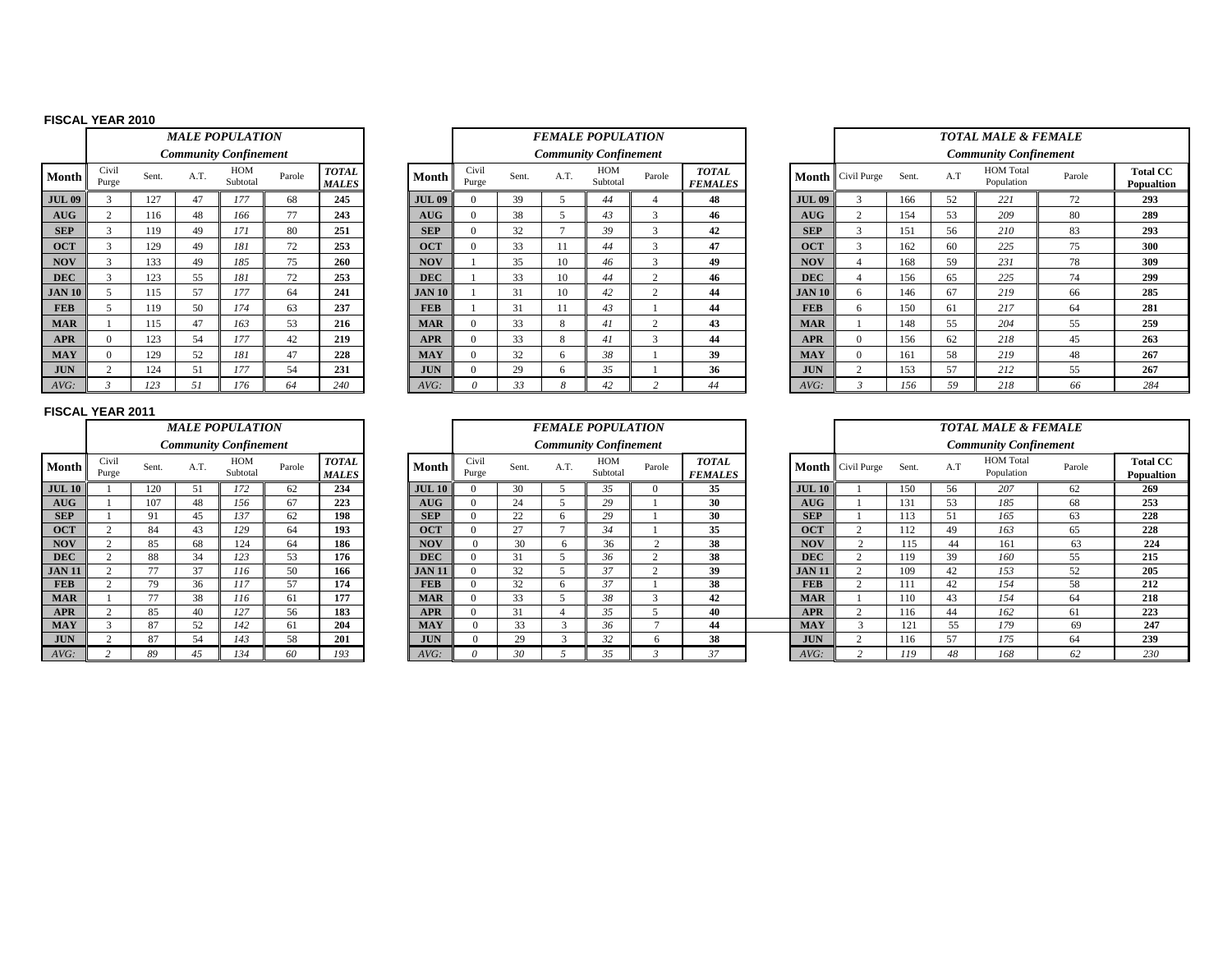## FISCAL YEAR 2010

| | *MALE POPULATION* *Community Confinement* | | | | | |
|---|---|---|---|---|---|---|
| **Month** | Civil Purge | Sent. | A.T. | HOM Subtotal | Parole | ***TOTAL MALES*** |
| **JUL 09** | 3 | 127 | 47 | *177* | 68 | **245** |
| **AUG** | 2 | 116 | 48 | *166* | 77 | **243** |
| **SEP** | 3 | 119 | 49 | *171* | 80 | **251** |
| **OCT** | 3 | 129 | 49 | *181* | 72 | **253** |
| **NOV** | 3 | 133 | 49 | *185* | 75 | **260** |
| **DEC** | 3 | 123 | 55 | *181* | 72 | **253** |
| **JAN 10** | 5 | 115 | 57 | *177* | 64 | **241** |
| **FEB** | 5 | 119 | 50 | *174* | 63 | **237** |
| **MAR** | 1 | 115 | 47 | *163* | 53 | **216** |
| **APR** | 0 | 123 | 54 | *177* | 42 | **219** |
| **MAY** | 0 | 129 | 52 | *181* | 47 | **228** |
| **JUN** | 2 | 124 | 51 | *177* | 54 | **231** |
| *AVG:* | *3* | *123* | *51* | *176* | *64* | *240* |

| | *FEMALE POPULATION* *Community Confinement* | | | | | |
|---|---|---|---|---|---|---|
| **Month** | Civil Purge | Sent. | A.T. | HOM Subtotal | Parole | ***TOTAL FEMALES*** |
| **JUL 09** | 0 | 39 | 5 | *44* | 4 | **48** |
| **AUG** | 0 | 38 | 5 | *43* | 3 | **46** |
| **SEP** | 0 | 32 | 7 | *39* | 3 | **42** |
| **OCT** | 0 | 33 | 11 | *44* | 3 | **47** |
| **NOV** | 1 | 35 | 10 | *46* | 3 | **49** |
| **DEC** | 1 | 33 | 10 | *44* | 2 | **46** |
| **JAN 10** | 1 | 31 | 10 | *42* | 2 | **44** |
| **FEB** | 1 | 31 | 11 | *43* | 1 | **44** |
| **MAR** | 0 | 33 | 8 | *41* | 2 | **43** |
| **APR** | 0 | 33 | 8 | *41* | 3 | **44** |
| **MAY** | 0 | 32 | 6 | *38* | 1 | **39** |
| **JUN** | 0 | 29 | 6 | *35* | 1 | **36** |
| *AVG:* | *0* | *33* | *8* | *42* | *2* | *44* |

| | *TOTAL MALE & FEMALE* *Community Confinement* | | | | | |
|---|---|---|---|---|---|---|
| **Month** | Civil Purge | Sent. | A.T | HOM Total Population | Parole | **Total CC Popuation** |
| **JUL 09** | 3 | 166 | 52 | *221* | 72 | **293** |
| **AUG** | 2 | 154 | 53 | *209* | 80 | **289** |
| **SEP** | 3 | 151 | 56 | *210* | 83 | **293** |
| **OCT** | 3 | 162 | 60 | *225* | 75 | **300** |
| **NOV** | 4 | 168 | 59 | *231* | 78 | **309** |
| **DEC** | 4 | 156 | 65 | *225* | 74 | **299** |
| **JAN 10** | 6 | 146 | 67 | *219* | 66 | **285** |
| **FEB** | 6 | 150 | 61 | *217* | 64 | **281** |
| **MAR** | 1 | 148 | 55 | *204* | 55 | **259** |
| **APR** | 0 | 156 | 62 | *218* | 45 | **263** |
| **MAY** | 0 | 161 | 58 | *219* | 48 | **267** |
| **JUN** | 2 | 153 | 57 | *212* | 55 | **267** |
| *AVG:* | *3* | *156* | *59* | *218* | *66* | *284* |

## FISCAL YEAR 2011

| | *MALE POPULATION* *Community Confinement* | | | | | |
|---|---|---|---|---|---|---|
| **Month** | Civil Purge | Sent. | A.T. | HOM Subtotal | Parole | ***TOTAL MALES*** |
| **JUL 10** | 1 | 120 | 51 | *172* | 62 | **234** |
| **AUG** | 1 | 107 | 48 | *156* | 67 | **223** |
| **SEP** | 1 | 91 | 45 | *137* | 62 | **198** |
| **OCT** | 2 | 84 | 43 | *129* | 64 | **193** |
| **NOV** | 2 | 85 | 68 | 124 | 64 | **186** |
| **DEC** | 2 | 88 | 34 | *123* | 53 | **176** |
| **JAN 11** | 2 | 77 | 37 | *116* | 50 | **166** |
| **FEB** | 2 | 79 | 36 | *117* | 57 | **174** |
| **MAR** | 1 | 77 | 38 | *116* | 61 | **177** |
| **APR** | 2 | 85 | 40 | *127* | 56 | **183** |
| **MAY** | 3 | 87 | 52 | *142* | 61 | **204** |
| **JUN** | 2 | 87 | 54 | *143* | 58 | **201** |
| *AVG:* | *2* | *89* | *45* | *134* | *60* | *193* |

| | *FEMALE POPULATION* *Community Confinement* | | | | | |
|---|---|---|---|---|---|---|
| **Month** | Civil Purge | Sent. | A.T. | HOM Subtotal | Parole | ***TOTAL FEMALES*** |
| **JUL 10** | 0 | 30 | 5 | *35* | 0 | **35** |
| **AUG** | 0 | 24 | 5 | *29* | 1 | **30** |
| **SEP** | 0 | 22 | 6 | *29* | 1 | **30** |
| **OCT** | 0 | 27 | 7 | *34* | 1 | **35** |
| **NOV** | 0 | 30 | 6 | 36 | 2 | **38** |
| **DEC** | 0 | 31 | 5 | *36* | 2 | **38** |
| **JAN 11** | 0 | 32 | 5 | *37* | 2 | **39** |
| **FEB** | 0 | 32 | 6 | *37* | 1 | **38** |
| **MAR** | 0 | 33 | 5 | *38* | 3 | **42** |
| **APR** | 0 | 31 | 4 | *35* | 5 | **40** |
| **MAY** | 0 | 33 | 3 | *36* | 7 | **44** |
| **JUN** | 0 | 29 | 3 | *32* | 6 | **38** |
| *AVG:* | *0* | *30* | *5* | *35* | *3* | *37* |

| | *TOTAL MALE & FEMALE* *Community Confinement* | | | | | |
|---|---|---|---|---|---|---|
| **Month** | Civil Purge | Sent. | A.T | HOM Total Population | Parole | **Total CC Popuation** |
| **JUL 10** | 1 | 150 | 56 | *207* | 62 | **269** |
| **AUG** | 1 | 131 | 53 | *185* | 68 | **253** |
| **SEP** | 1 | 113 | 51 | *165* | 63 | **228** |
| **OCT** | 2 | 112 | 49 | *163* | 65 | **228** |
| **NOV** | 2 | 115 | 44 | 161 | 63 | **224** |
| **DEC** | 2 | 119 | 39 | *160* | 55 | **215** |
| **JAN 11** | 2 | 109 | 42 | *153* | 52 | **205** |
| **FEB** | 2 | 111 | 42 | *154* | 58 | **212** |
| **MAR** | 1 | 110 | 43 | *154* | 64 | **218** |
| **APR** | 2 | 116 | 44 | *162* | 61 | **223** |
| **MAY** | 3 | 121 | 55 | *179* | 69 | **247** |
| **JUN** | 2 | 116 | 57 | *175* | 64 | **239** |
| *AVG:* | *2* | *119* | *48* | *168* | *62* | *230* |